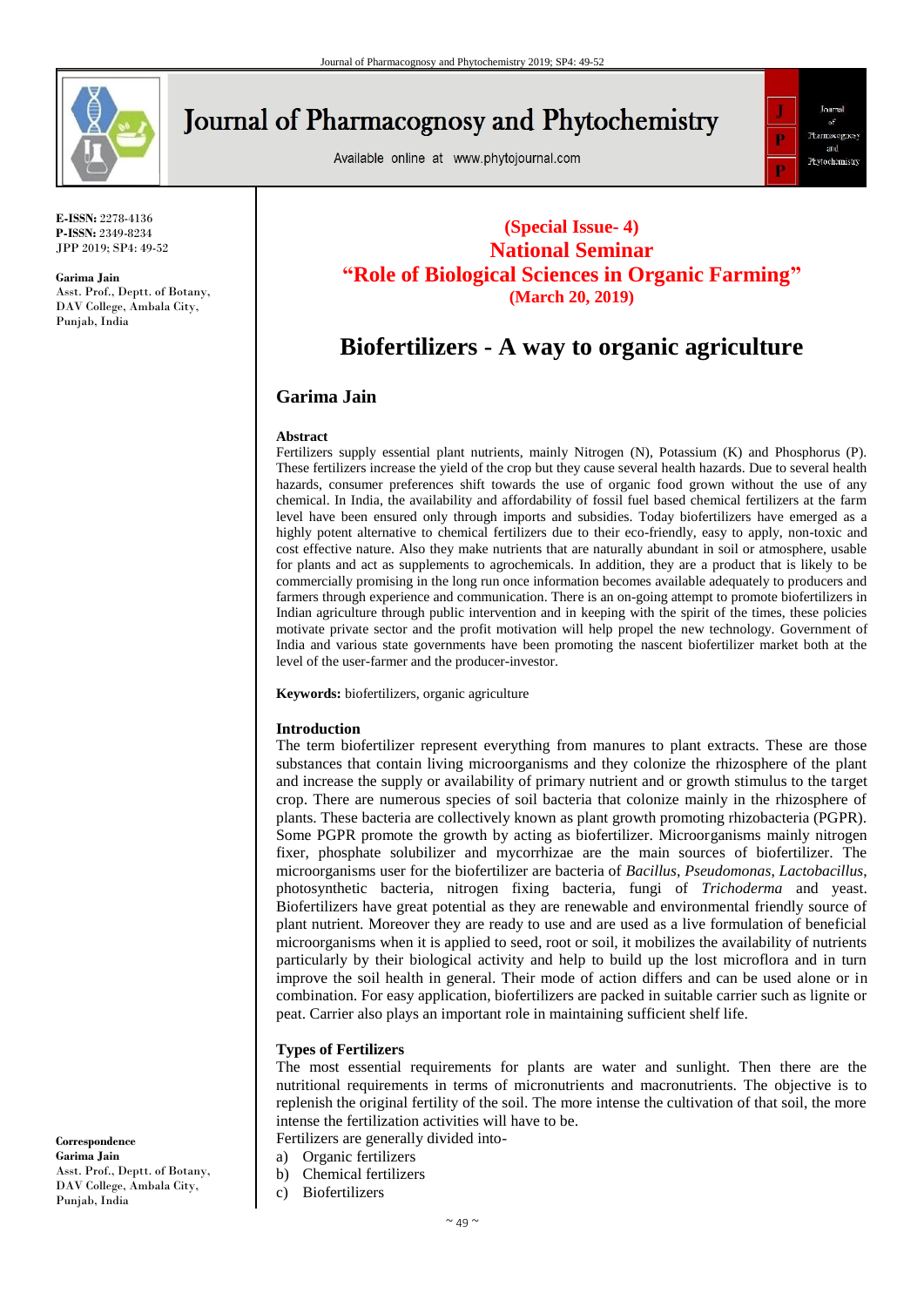E-ISSN: 2278-4136
P-ISSN: 2349-8234
JPP 2019; SP4: 49-52

**Garima Jain**
Asst. Prof., Deptt. of Botany, DAV College, Ambala City, Punjab, India

**(Special Issue- 4)**
**National Seminar**
**"Role of Biological Sciences in Organic Farming"**
**(March 20, 2019)**

# Biofertilizers - A way to organic agriculture

## Garima Jain

**Abstract**

Fertilizers supply essential plant nutrients, mainly Nitrogen (N), Potassium (K) and Phosphorus (P). These fertilizers increase the yield of the crop but they cause several health hazards. Due to several health hazards, consumer preferences shift towards the use of organic food grown without the use of any chemical. In India, the availability and affordability of fossil fuel based chemical fertilizers at the farm level have been ensured only through imports and subsidies. Today biofertilizers have emerged as a highly potent alternative to chemical fertilizers due to their eco-friendly, easy to apply, non-toxic and cost effective nature. Also they make nutrients that are naturally abundant in soil or atmosphere, usable for plants and act as supplements to agrochemicals. In addition, they are a product that is likely to be commercially promising in the long run once information becomes available adequately to producers and farmers through experience and communication. There is an on-going attempt to promote biofertilizers in Indian agriculture through public intervention and in keeping with the spirit of the times, these policies motivate private sector and the profit motivation will help propel the new technology. Government of India and various state governments have been promoting the nascent biofertilizer market both at the level of the user-farmer and the producer-investor.

**Keywords:** biofertilizers, organic agriculture

**Introduction**

The term biofertilizer represent everything from manures to plant extracts. These are those substances that contain living microorganisms and they colonize the rhizosphere of the plant and increase the supply or availability of primary nutrient and or growth stimulus to the target crop. There are numerous species of soil bacteria that colonize mainly in the rhizosphere of plants. These bacteria are collectively known as plant growth promoting rhizobacteria (PGPR). Some PGPR promote the growth by acting as biofertilizer. Microorganisms mainly nitrogen fixer, phosphate solubilizer and mycorrhizae are the main sources of biofertilizer. The microorganisms user for the biofertilizer are bacteria of *Bacillus*, *Pseudomonas*, *Lactobacillus*, photosynthetic bacteria, nitrogen fixing bacteria, fungi of *Trichoderma* and yeast. Biofertilizers have great potential as they are renewable and environmental friendly source of plant nutrient. Moreover they are ready to use and are used as a live formulation of beneficial microorganisms when it is applied to seed, root or soil, it mobilizes the availability of nutrients particularly by their biological activity and help to build up the lost microflora and in turn improve the soil health in general. Their mode of action differs and can be used alone or in combination. For easy application, biofertilizers are packed in suitable carrier such as lignite or peat. Carrier also plays an important role in maintaining sufficient shelf life.

**Types of Fertilizers**

The most essential requirements for plants are water and sunlight. Then there are the nutritional requirements in terms of micronutrients and macronutrients. The objective is to replenish the original fertility of the soil. The more intense the cultivation of that soil, the more intense the fertilization activities will have to be.

Fertilizers are generally divided into-

a) Organic fertilizers
b) Chemical fertilizers
c) Biofertilizers

**Correspondence**
**Garima Jain**
Asst. Prof., Deptt. of Botany, DAV College, Ambala City, Punjab, India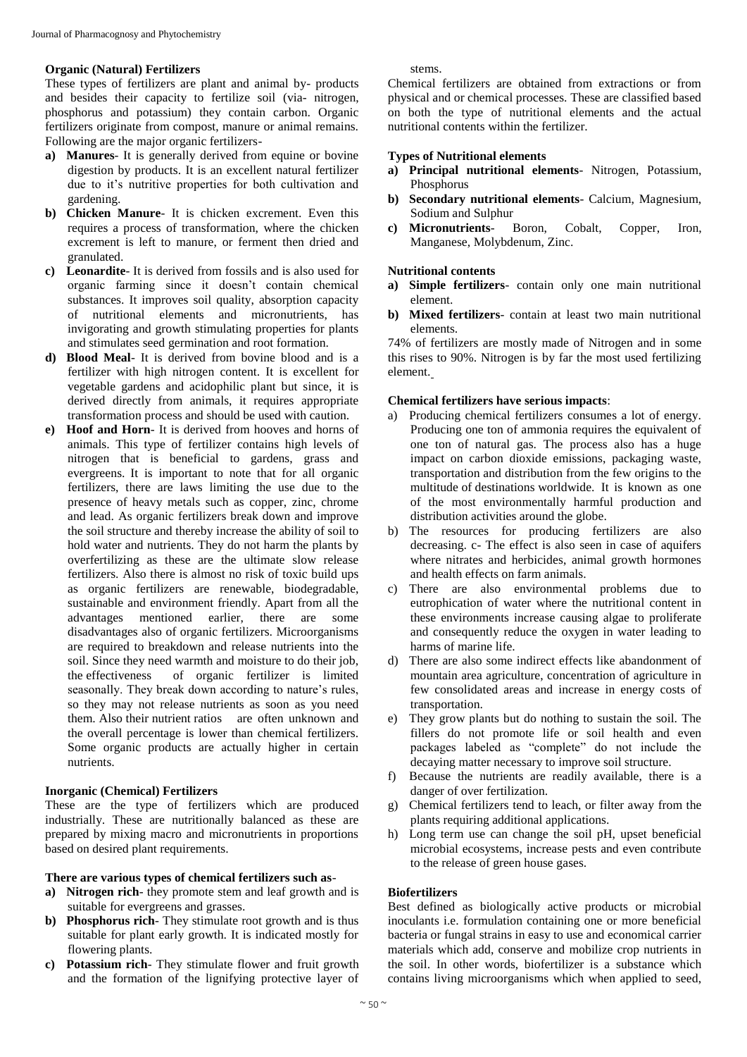### Organic (Natural) Fertilizers

These types of fertilizers are plant and animal by- products and besides their capacity to fertilize soil (via- nitrogen, phosphorus and potassium) they contain carbon. Organic fertilizers originate from compost, manure or animal remains. Following are the major organic fertilizers-

a) **Manures**- It is generally derived from equine or bovine digestion by products. It is an excellent natural fertilizer due to it's nutritive properties for both cultivation and gardening.
b) **Chicken Manure**- It is chicken excrement. Even this requires a process of transformation, where the chicken excrement is left to manure, or ferment then dried and granulated.
c) **Leonardite**- It is derived from fossils and is also used for organic farming since it doesn't contain chemical substances. It improves soil quality, absorption capacity of nutritional elements and micronutrients, has invigorating and growth stimulating properties for plants and stimulates seed germination and root formation.
d) **Blood Meal**- It is derived from bovine blood and is a fertilizer with high nitrogen content. It is excellent for vegetable gardens and acidophilic plant but since, it is derived directly from animals, it requires appropriate transformation process and should be used with caution.
e) **Hoof and Horn**- It is derived from hooves and horns of animals. This type of fertilizer contains high levels of nitrogen that is beneficial to gardens, grass and evergreens. It is important to note that for all organic fertilizers, there are laws limiting the use due to the presence of heavy metals such as copper, zinc, chrome and lead. As organic fertilizers break down and improve the soil structure and thereby increase the ability of soil to hold water and nutrients. They do not harm the plants by overfertilizing as these are the ultimate slow release fertilizers. Also there is almost no risk of toxic build ups as organic fertilizers are renewable, biodegradable, sustainable and environment friendly. Apart from all the advantages mentioned earlier, there are some disadvantages also of organic fertilizers. Microorganisms are required to breakdown and release nutrients into the soil. Since they need warmth and moisture to do their job, the effectiveness of organic fertilizer is limited seasonally. They break down according to nature's rules, so they may not release nutrients as soon as you need them. Also their nutrient ratios are often unknown and the overall percentage is lower than chemical fertilizers. Some organic products are actually higher in certain nutrients.

### Inorganic (Chemical) Fertilizers

These are the type of fertilizers which are produced industrially. These are nutritionally balanced as these are prepared by mixing macro and micronutrients in proportions based on desired plant requirements.

**There are various types of chemical fertilizers such as**-

a) **Nitrogen rich**- they promote stem and leaf growth and is suitable for evergreens and grasses.
b) **Phosphorus rich**- They stimulate root growth and is thus suitable for plant early growth. It is indicated mostly for flowering plants.
c) **Potassium rich**- They stimulate flower and fruit growth and the formation of the lignifying protective layer of stems.

Chemical fertilizers are obtained from extractions or from physical and or chemical processes. These are classified based on both the type of nutritional elements and the actual nutritional contents within the fertilizer.

**Types of Nutritional elements**

a) **Principal nutritional elements**- Nitrogen, Potassium, Phosphorus
b) **Secondary nutritional elements**- Calcium, Magnesium, Sodium and Sulphur
c) **Micronutrients**- Boron, Cobalt, Copper, Iron, Manganese, Molybdenum, Zinc.

**Nutritional contents**

a) **Simple fertilizers**- contain only one main nutritional element.
b) **Mixed fertilizers**- contain at least two main nutritional elements.

74% of fertilizers are mostly made of Nitrogen and in some this rises to 90%. Nitrogen is by far the most used fertilizing element.

**Chemical fertilizers have serious impacts**:

a) Producing chemical fertilizers consumes a lot of energy. Producing one ton of ammonia requires the equivalent of one ton of natural gas. The process also has a huge impact on carbon dioxide emissions, packaging waste, transportation and distribution from the few origins to the multitude of destinations worldwide. It is known as one of the most environmentally harmful production and distribution activities around the globe.
b) The resources for producing fertilizers are also decreasing. c- The effect is also seen in case of aquifers where nitrates and herbicides, animal growth hormones and health effects on farm animals.
c) There are also environmental problems due to eutrophication of water where the nutritional content in these environments increase causing algae to proliferate and consequently reduce the oxygen in water leading to harms of marine life.
d) There are also some indirect effects like abandonment of mountain area agriculture, concentration of agriculture in few consolidated areas and increase in energy costs of transportation.
e) They grow plants but do nothing to sustain the soil. The fillers do not promote life or soil health and even packages labeled as "complete" do not include the decaying matter necessary to improve soil structure.
f) Because the nutrients are readily available, there is a danger of over fertilization.
g) Chemical fertilizers tend to leach, or filter away from the plants requiring additional applications.
h) Long term use can change the soil pH, upset beneficial microbial ecosystems, increase pests and even contribute to the release of green house gases.

### Biofertilizers

Best defined as biologically active products or microbial inoculants i.e. formulation containing one or more beneficial bacteria or fungal strains in easy to use and economical carrier materials which add, conserve and mobilize crop nutrients in the soil. In other words, biofertilizer is a substance which contains living microorganisms which when applied to seed,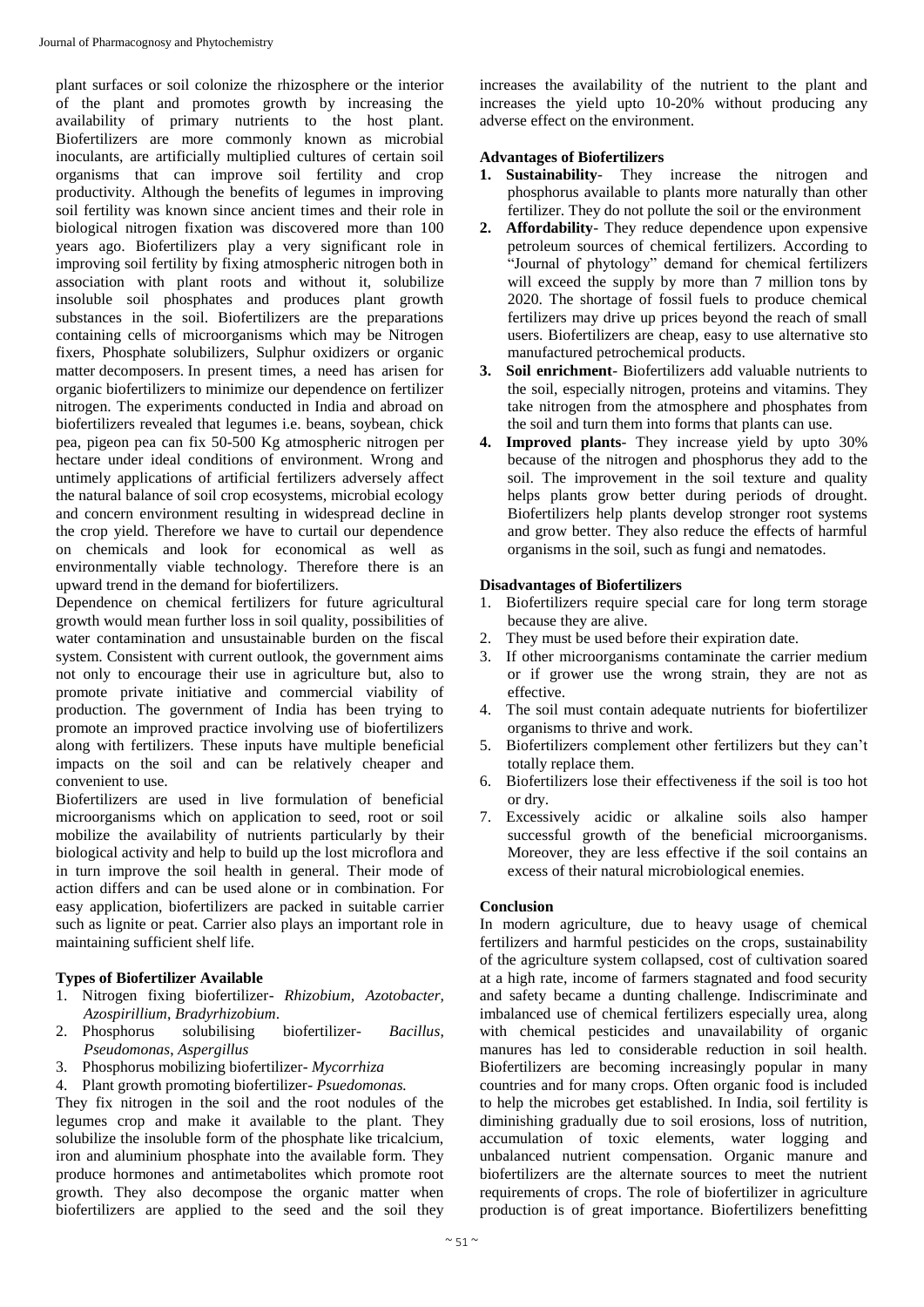plant surfaces or soil colonize the rhizosphere or the interior of the plant and promotes growth by increasing the availability of primary nutrients to the host plant. Biofertilizers are more commonly known as microbial inoculants, are artificially multiplied cultures of certain soil organisms that can improve soil fertility and crop productivity. Although the benefits of legumes in improving soil fertility was known since ancient times and their role in biological nitrogen fixation was discovered more than 100 years ago. Biofertilizers play a very significant role in improving soil fertility by fixing atmospheric nitrogen both in association with plant roots and without it, solubilize insoluble soil phosphates and produces plant growth substances in the soil. Biofertilizers are the preparations containing cells of microorganisms which may be Nitrogen fixers, Phosphate solubilizers, Sulphur oxidizers or organic matter decomposers. In present times, a need has arisen for organic biofertilizers to minimize our dependence on fertilizer nitrogen. The experiments conducted in India and abroad on biofertilizers revealed that legumes i.e. beans, soybean, chick pea, pigeon pea can fix 50-500 Kg atmospheric nitrogen per hectare under ideal conditions of environment. Wrong and untimely applications of artificial fertilizers adversely affect the natural balance of soil crop ecosystems, microbial ecology and concern environment resulting in widespread decline in the crop yield. Therefore we have to curtail our dependence on chemicals and look for economical as well as environmentally viable technology. Therefore there is an upward trend in the demand for biofertilizers.

Dependence on chemical fertilizers for future agricultural growth would mean further loss in soil quality, possibilities of water contamination and unsustainable burden on the fiscal system. Consistent with current outlook, the government aims not only to encourage their use in agriculture but, also to promote private initiative and commercial viability of production. The government of India has been trying to promote an improved practice involving use of biofertilizers along with fertilizers. These inputs have multiple beneficial impacts on the soil and can be relatively cheaper and convenient to use.

Biofertilizers are used in live formulation of beneficial microorganisms which on application to seed, root or soil mobilize the availability of nutrients particularly by their biological activity and help to build up the lost microflora and in turn improve the soil health in general. Their mode of action differs and can be used alone or in combination. For easy application, biofertilizers are packed in suitable carrier such as lignite or peat. Carrier also plays an important role in maintaining sufficient shelf life.

**Types of Biofertilizer Available**

1. Nitrogen fixing biofertilizer- *Rhizobium, Azotobacter, Azospirillium, Bradyrhizobium*.
2. Phosphorus solubilising biofertilizer- *Bacillus, Pseudomonas, Aspergillus*
3. Phosphorus mobilizing biofertilizer- *Mycorrhiza*
4. Plant growth promoting biofertilizer- *Psuedomonas.*

They fix nitrogen in the soil and the root nodules of the legumes crop and make it available to the plant. They solubilize the insoluble form of the phosphate like tricalcium, iron and aluminium phosphate into the available form. They produce hormones and antimetabolites which promote root growth. They also decompose the organic matter when biofertilizers are applied to the seed and the soil they increases the availability of the nutrient to the plant and increases the yield upto 10-20% without producing any adverse effect on the environment.

**Advantages of Biofertilizers**

1. **Sustainability**- They increase the nitrogen and phosphorus available to plants more naturally than other fertilizer. They do not pollute the soil or the environment
2. **Affordability**- They reduce dependence upon expensive petroleum sources of chemical fertilizers. According to "Journal of phytology" demand for chemical fertilizers will exceed the supply by more than 7 million tons by 2020. The shortage of fossil fuels to produce chemical fertilizers may drive up prices beyond the reach of small users. Biofertilizers are cheap, easy to use alternative sto manufactured petrochemical products.
3. **Soil enrichment**- Biofertilizers add valuable nutrients to the soil, especially nitrogen, proteins and vitamins. They take nitrogen from the atmosphere and phosphates from the soil and turn them into forms that plants can use.
4. **Improved plants**- They increase yield by upto 30% because of the nitrogen and phosphorus they add to the soil. The improvement in the soil texture and quality helps plants grow better during periods of drought. Biofertilizers help plants develop stronger root systems and grow better. They also reduce the effects of harmful organisms in the soil, such as fungi and nematodes.

**Disadvantages of Biofertilizers**

1. Biofertilizers require special care for long term storage because they are alive.
2. They must be used before their expiration date.
3. If other microorganisms contaminate the carrier medium or if grower use the wrong strain, they are not as effective.
4. The soil must contain adequate nutrients for biofertilizer organisms to thrive and work.
5. Biofertilizers complement other fertilizers but they can't totally replace them.
6. Biofertilizers lose their effectiveness if the soil is too hot or dry.
7. Excessively acidic or alkaline soils also hamper successful growth of the beneficial microorganisms. Moreover, they are less effective if the soil contains an excess of their natural microbiological enemies.

**Conclusion**

In modern agriculture, due to heavy usage of chemical fertilizers and harmful pesticides on the crops, sustainability of the agriculture system collapsed, cost of cultivation soared at a high rate, income of farmers stagnated and food security and safety became a dunting challenge. Indiscriminate and imbalanced use of chemical fertilizers especially urea, along with chemical pesticides and unavailability of organic manures has led to considerable reduction in soil health. Biofertilizers are becoming increasingly popular in many countries and for many crops. Often organic food is included to help the microbes get established. In India, soil fertility is diminishing gradually due to soil erosions, loss of nutrition, accumulation of toxic elements, water logging and unbalanced nutrient compensation. Organic manure and biofertilizers are the alternate sources to meet the nutrient requirements of crops. The role of biofertilizer in agriculture production is of great importance. Biofertilizers benefitting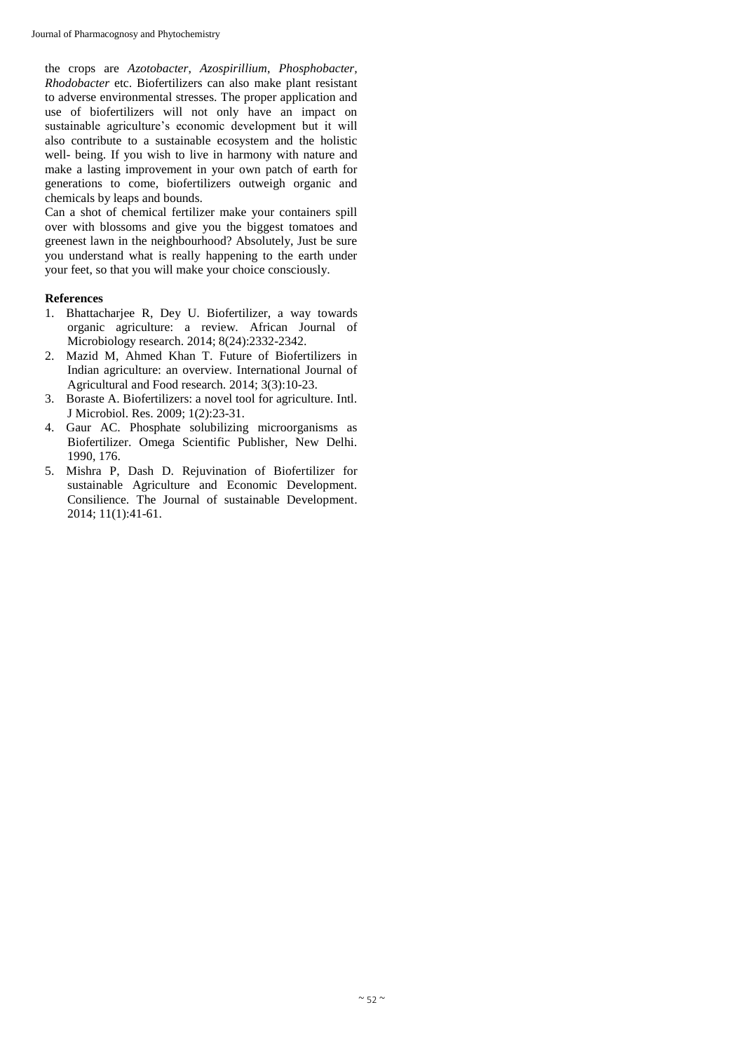the crops are *Azotobacter*, *Azospirillium*, *Phosphobacter*, *Rhodobacter* etc. Biofertilizers can also make plant resistant to adverse environmental stresses. The proper application and use of biofertilizers will not only have an impact on sustainable agriculture's economic development but it will also contribute to a sustainable ecosystem and the holistic well- being. If you wish to live in harmony with nature and make a lasting improvement in your own patch of earth for generations to come, biofertilizers outweigh organic and chemicals by leaps and bounds.

Can a shot of chemical fertilizer make your containers spill over with blossoms and give you the biggest tomatoes and greenest lawn in the neighbourhood? Absolutely, Just be sure you understand what is really happening to the earth under your feet, so that you will make your choice consciously.

**References**

1. Bhattacharjee R, Dey U. Biofertilizer, a way towards organic agriculture: a review. African Journal of Microbiology research. 2014; 8(24):2332-2342.
2. Mazid M, Ahmed Khan T. Future of Biofertilizers in Indian agriculture: an overview. International Journal of Agricultural and Food research. 2014; 3(3):10-23.
3. Boraste A. Biofertilizers: a novel tool for agriculture. Intl. J Microbiol. Res. 2009; 1(2):23-31.
4. Gaur AC. Phosphate solubilizing microorganisms as Biofertilizer. Omega Scientific Publisher, New Delhi. 1990, 176.
5. Mishra P, Dash D. Rejuvination of Biofertilizer for sustainable Agriculture and Economic Development. Consilience. The Journal of sustainable Development. 2014; 11(1):41-61.